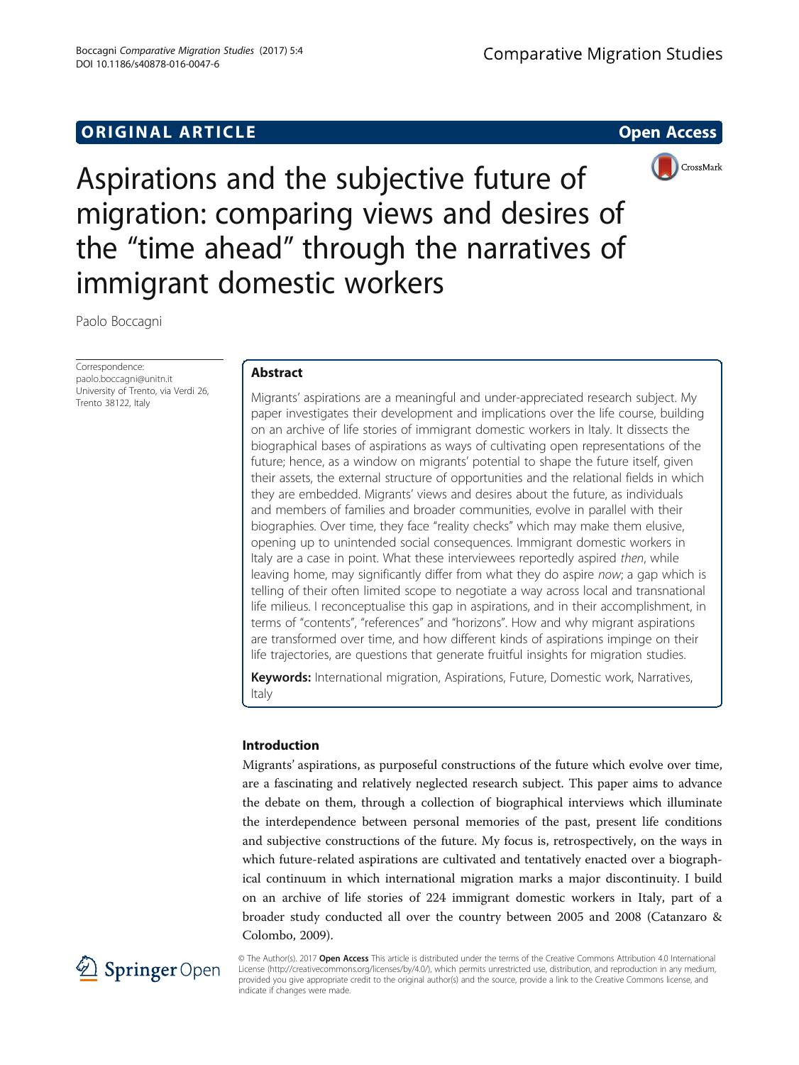ORIGINAL ARTICLE

Open Access

# Aspirations and the subjective future of migration: comparing views and desires of the "time ahead" through the narratives of immigrant domestic workers

Paolo Boccagni

Correspondence: paolo.boccagni@unitn.it
University of Trento, via Verdi 26, Trento 38122, Italy

## Abstract

Migrants' aspirations are a meaningful and under-appreciated research subject. My paper investigates their development and implications over the life course, building on an archive of life stories of immigrant domestic workers in Italy. It dissects the biographical bases of aspirations as ways of cultivating open representations of the future; hence, as a window on migrants' potential to shape the future itself, given their assets, the external structure of opportunities and the relational fields in which they are embedded. Migrants' views and desires about the future, as individuals and members of families and broader communities, evolve in parallel with their biographies. Over time, they face "reality checks" which may make them elusive, opening up to unintended social consequences. Immigrant domestic workers in Italy are a case in point. What these interviewees reportedly aspired *then*, while leaving home, may significantly differ from what they do aspire *now*; a gap which is telling of their often limited scope to negotiate a way across local and transnational life milieus. I reconceptualise this gap in aspirations, and in their accomplishment, in terms of "contents", "references" and "horizons". How and why migrant aspirations are transformed over time, and how different kinds of aspirations impinge on their life trajectories, are questions that generate fruitful insights for migration studies.

**Keywords:** International migration, Aspirations, Future, Domestic work, Narratives, Italy

## Introduction

Migrants' aspirations, as purposeful constructions of the future which evolve over time, are a fascinating and relatively neglected research subject. This paper aims to advance the debate on them, through a collection of biographical interviews which illuminate the interdependence between personal memories of the past, present life conditions and subjective constructions of the future. My focus is, retrospectively, on the ways in which future-related aspirations are cultivated and tentatively enacted over a biographical continuum in which international migration marks a major discontinuity. I build on an archive of life stories of 224 immigrant domestic workers in Italy, part of a broader study conducted all over the country between 2005 and 2008 (Catanzaro & Colombo, 2009).

© The Author(s). 2017 **Open Access** This article is distributed under the terms of the Creative Commons Attribution 4.0 International License (http://creativecommons.org/licenses/by/4.0/), which permits unrestricted use, distribution, and reproduction in any medium, provided you give appropriate credit to the original author(s) and the source, provide a link to the Creative Commons license, and indicate if changes were made.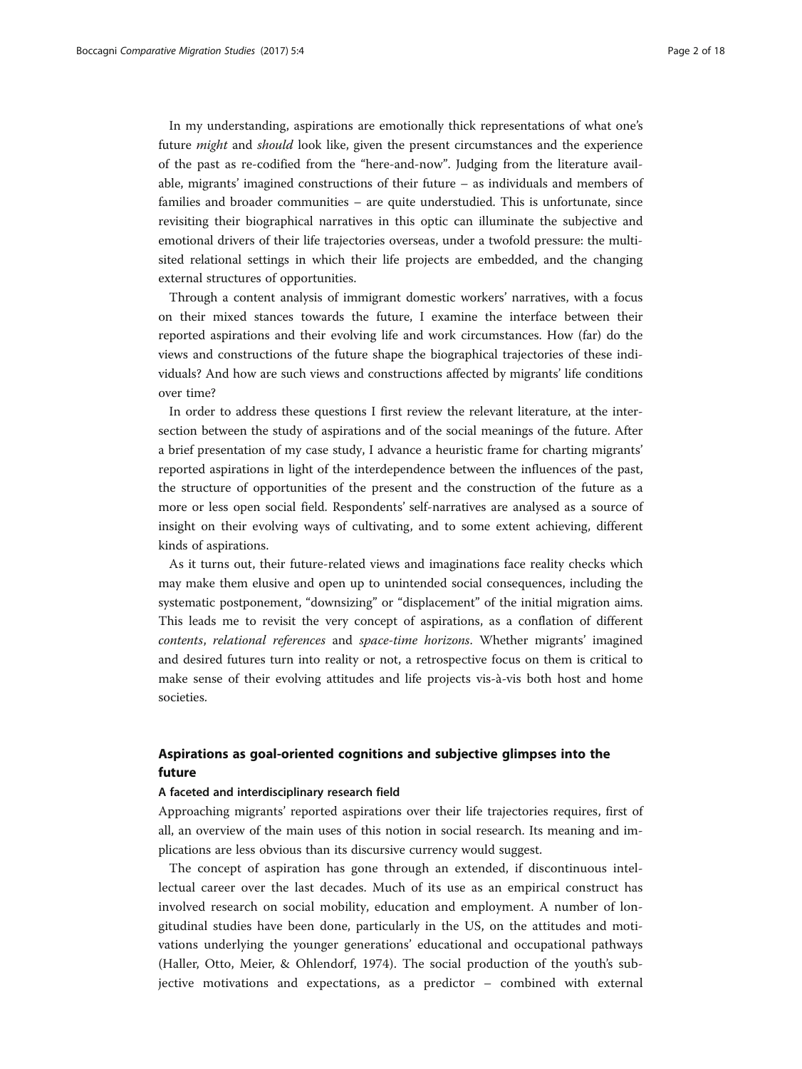In my understanding, aspirations are emotionally thick representations of what one's future *might* and *should* look like, given the present circumstances and the experience of the past as re-codified from the "here-and-now". Judging from the literature available, migrants' imagined constructions of their future – as individuals and members of families and broader communities – are quite understudied. This is unfortunate, since revisiting their biographical narratives in this optic can illuminate the subjective and emotional drivers of their life trajectories overseas, under a twofold pressure: the multi-sited relational settings in which their life projects are embedded, and the changing external structures of opportunities.

Through a content analysis of immigrant domestic workers' narratives, with a focus on their mixed stances towards the future, I examine the interface between their reported aspirations and their evolving life and work circumstances. How (far) do the views and constructions of the future shape the biographical trajectories of these individuals? And how are such views and constructions affected by migrants' life conditions over time?

In order to address these questions I first review the relevant literature, at the intersection between the study of aspirations and of the social meanings of the future. After a brief presentation of my case study, I advance a heuristic frame for charting migrants' reported aspirations in light of the interdependence between the influences of the past, the structure of opportunities of the present and the construction of the future as a more or less open social field. Respondents' self-narratives are analysed as a source of insight on their evolving ways of cultivating, and to some extent achieving, different kinds of aspirations.

As it turns out, their future-related views and imaginations face reality checks which may make them elusive and open up to unintended social consequences, including the systematic postponement, "downsizing" or "displacement" of the initial migration aims. This leads me to revisit the very concept of aspirations, as a conflation of different *contents*, *relational references* and *space-time horizons*. Whether migrants' imagined and desired futures turn into reality or not, a retrospective focus on them is critical to make sense of their evolving attitudes and life projects vis-à-vis both host and home societies.

## Aspirations as goal-oriented cognitions and subjective glimpses into the future

### A faceted and interdisciplinary research field

Approaching migrants' reported aspirations over their life trajectories requires, first of all, an overview of the main uses of this notion in social research. Its meaning and implications are less obvious than its discursive currency would suggest.

The concept of aspiration has gone through an extended, if discontinuous intellectual career over the last decades. Much of its use as an empirical construct has involved research on social mobility, education and employment. A number of longitudinal studies have been done, particularly in the US, on the attitudes and motivations underlying the younger generations' educational and occupational pathways (Haller, Otto, Meier, & Ohlendorf, 1974). The social production of the youth's subjective motivations and expectations, as a predictor – combined with external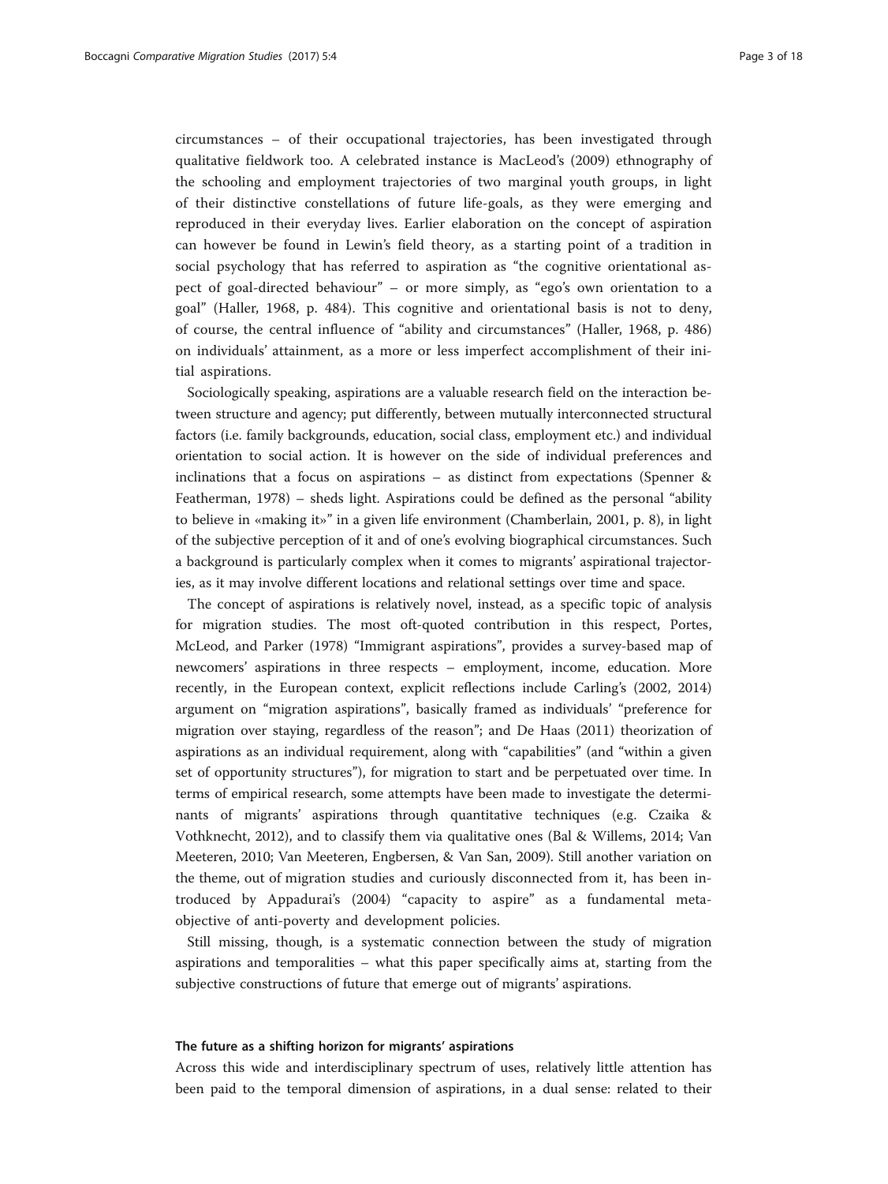circumstances – of their occupational trajectories, has been investigated through qualitative fieldwork too. A celebrated instance is MacLeod's (2009) ethnography of the schooling and employment trajectories of two marginal youth groups, in light of their distinctive constellations of future life-goals, as they were emerging and reproduced in their everyday lives. Earlier elaboration on the concept of aspiration can however be found in Lewin's field theory, as a starting point of a tradition in social psychology that has referred to aspiration as "the cognitive orientational aspect of goal-directed behaviour" – or more simply, as "ego's own orientation to a goal" (Haller, 1968, p. 484). This cognitive and orientational basis is not to deny, of course, the central influence of "ability and circumstances" (Haller, 1968, p. 486) on individuals' attainment, as a more or less imperfect accomplishment of their initial aspirations.

Sociologically speaking, aspirations are a valuable research field on the interaction between structure and agency; put differently, between mutually interconnected structural factors (i.e. family backgrounds, education, social class, employment etc.) and individual orientation to social action. It is however on the side of individual preferences and inclinations that a focus on aspirations – as distinct from expectations (Spenner & Featherman, 1978) – sheds light. Aspirations could be defined as the personal "ability to believe in «making it»" in a given life environment (Chamberlain, 2001, p. 8), in light of the subjective perception of it and of one's evolving biographical circumstances. Such a background is particularly complex when it comes to migrants' aspirational trajectories, as it may involve different locations and relational settings over time and space.

The concept of aspirations is relatively novel, instead, as a specific topic of analysis for migration studies. The most oft-quoted contribution in this respect, Portes, McLeod, and Parker (1978) "Immigrant aspirations", provides a survey-based map of newcomers' aspirations in three respects – employment, income, education. More recently, in the European context, explicit reflections include Carling's (2002, 2014) argument on "migration aspirations", basically framed as individuals' "preference for migration over staying, regardless of the reason"; and De Haas (2011) theorization of aspirations as an individual requirement, along with "capabilities" (and "within a given set of opportunity structures"), for migration to start and be perpetuated over time. In terms of empirical research, some attempts have been made to investigate the determinants of migrants' aspirations through quantitative techniques (e.g. Czaika & Vothknecht, 2012), and to classify them via qualitative ones (Bal & Willems, 2014; Van Meeteren, 2010; Van Meeteren, Engbersen, & Van San, 2009). Still another variation on the theme, out of migration studies and curiously disconnected from it, has been introduced by Appadurai's (2004) "capacity to aspire" as a fundamental meta-objective of anti-poverty and development policies.

Still missing, though, is a systematic connection between the study of migration aspirations and temporalities – what this paper specifically aims at, starting from the subjective constructions of future that emerge out of migrants' aspirations.

### The future as a shifting horizon for migrants' aspirations

Across this wide and interdisciplinary spectrum of uses, relatively little attention has been paid to the temporal dimension of aspirations, in a dual sense: related to their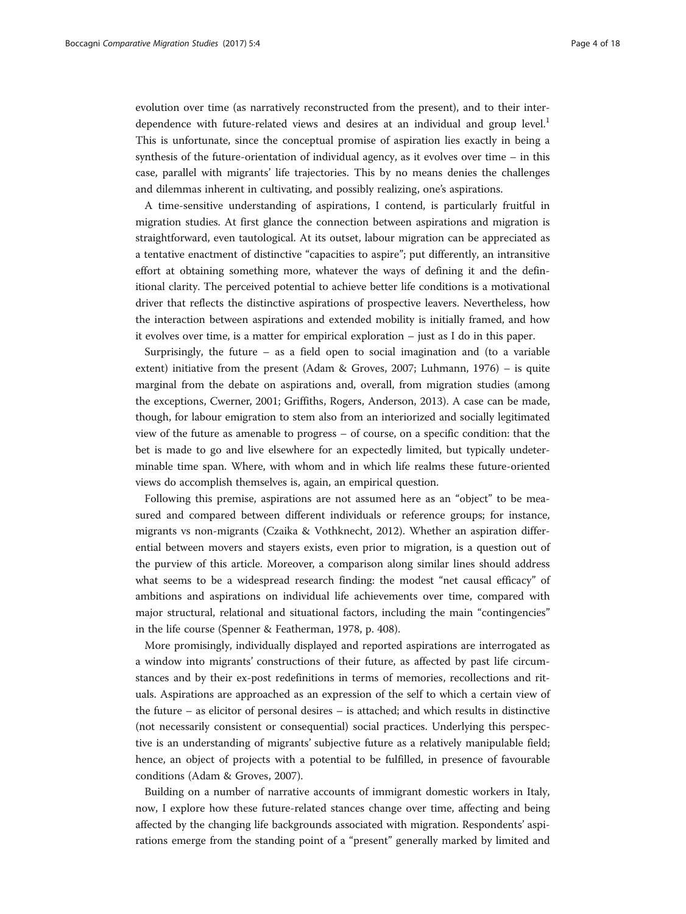evolution over time (as narratively reconstructed from the present), and to their interdependence with future-related views and desires at an individual and group level.[1] This is unfortunate, since the conceptual promise of aspiration lies exactly in being a synthesis of the future-orientation of individual agency, as it evolves over time – in this case, parallel with migrants' life trajectories. This by no means denies the challenges and dilemmas inherent in cultivating, and possibly realizing, one's aspirations.

A time-sensitive understanding of aspirations, I contend, is particularly fruitful in migration studies. At first glance the connection between aspirations and migration is straightforward, even tautological. At its outset, labour migration can be appreciated as a tentative enactment of distinctive "capacities to aspire"; put differently, an intransitive effort at obtaining something more, whatever the ways of defining it and the definitional clarity. The perceived potential to achieve better life conditions is a motivational driver that reflects the distinctive aspirations of prospective leavers. Nevertheless, how the interaction between aspirations and extended mobility is initially framed, and how it evolves over time, is a matter for empirical exploration – just as I do in this paper.

Surprisingly, the future – as a field open to social imagination and (to a variable extent) initiative from the present (Adam & Groves, 2007; Luhmann, 1976) – is quite marginal from the debate on aspirations and, overall, from migration studies (among the exceptions, Cwerner, 2001; Griffiths, Rogers, Anderson, 2013). A case can be made, though, for labour emigration to stem also from an interiorized and socially legitimated view of the future as amenable to progress – of course, on a specific condition: that the bet is made to go and live elsewhere for an expectedly limited, but typically undeterminable time span. Where, with whom and in which life realms these future-oriented views do accomplish themselves is, again, an empirical question.

Following this premise, aspirations are not assumed here as an "object" to be measured and compared between different individuals or reference groups; for instance, migrants vs non-migrants (Czaika & Vothknecht, 2012). Whether an aspiration differential between movers and stayers exists, even prior to migration, is a question out of the purview of this article. Moreover, a comparison along similar lines should address what seems to be a widespread research finding: the modest "net causal efficacy" of ambitions and aspirations on individual life achievements over time, compared with major structural, relational and situational factors, including the main "contingencies" in the life course (Spenner & Featherman, 1978, p. 408).

More promisingly, individually displayed and reported aspirations are interrogated as a window into migrants' constructions of their future, as affected by past life circumstances and by their ex-post redefinitions in terms of memories, recollections and rituals. Aspirations are approached as an expression of the self to which a certain view of the future – as elicitor of personal desires – is attached; and which results in distinctive (not necessarily consistent or consequential) social practices. Underlying this perspective is an understanding of migrants' subjective future as a relatively manipulable field; hence, an object of projects with a potential to be fulfilled, in presence of favourable conditions (Adam & Groves, 2007).

Building on a number of narrative accounts of immigrant domestic workers in Italy, now, I explore how these future-related stances change over time, affecting and being affected by the changing life backgrounds associated with migration. Respondents' aspirations emerge from the standing point of a "present" generally marked by limited and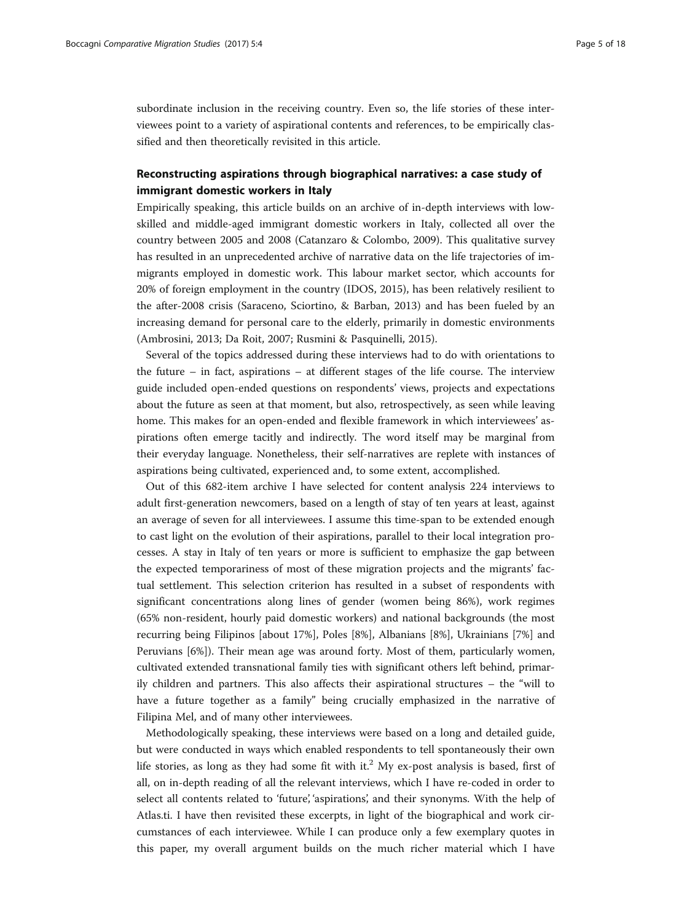subordinate inclusion in the receiving country. Even so, the life stories of these interviewees point to a variety of aspirational contents and references, to be empirically classified and then theoretically revisited in this article.

## Reconstructing aspirations through biographical narratives: a case study of immigrant domestic workers in Italy

Empirically speaking, this article builds on an archive of in-depth interviews with low-skilled and middle-aged immigrant domestic workers in Italy, collected all over the country between 2005 and 2008 (Catanzaro & Colombo, 2009). This qualitative survey has resulted in an unprecedented archive of narrative data on the life trajectories of immigrants employed in domestic work. This labour market sector, which accounts for 20% of foreign employment in the country (IDOS, 2015), has been relatively resilient to the after-2008 crisis (Saraceno, Sciortino, & Barban, 2013) and has been fueled by an increasing demand for personal care to the elderly, primarily in domestic environments (Ambrosini, 2013; Da Roit, 2007; Rusmini & Pasquinelli, 2015).

Several of the topics addressed during these interviews had to do with orientations to the future – in fact, aspirations – at different stages of the life course. The interview guide included open-ended questions on respondents' views, projects and expectations about the future as seen at that moment, but also, retrospectively, as seen while leaving home. This makes for an open-ended and flexible framework in which interviewees' aspirations often emerge tacitly and indirectly. The word itself may be marginal from their everyday language. Nonetheless, their self-narratives are replete with instances of aspirations being cultivated, experienced and, to some extent, accomplished.

Out of this 682-item archive I have selected for content analysis 224 interviews to adult first-generation newcomers, based on a length of stay of ten years at least, against an average of seven for all interviewees. I assume this time-span to be extended enough to cast light on the evolution of their aspirations, parallel to their local integration processes. A stay in Italy of ten years or more is sufficient to emphasize the gap between the expected temporariness of most of these migration projects and the migrants' factual settlement. This selection criterion has resulted in a subset of respondents with significant concentrations along lines of gender (women being 86%), work regimes (65% non-resident, hourly paid domestic workers) and national backgrounds (the most recurring being Filipinos [about 17%], Poles [8%], Albanians [8%], Ukrainians [7%] and Peruvians [6%]). Their mean age was around forty. Most of them, particularly women, cultivated extended transnational family ties with significant others left behind, primarily children and partners. This also affects their aspirational structures – the "will to have a future together as a family" being crucially emphasized in the narrative of Filipina Mel, and of many other interviewees.

Methodologically speaking, these interviews were based on a long and detailed guide, but were conducted in ways which enabled respondents to tell spontaneously their own life stories, as long as they had some fit with it.[2] My ex-post analysis is based, first of all, on in-depth reading of all the relevant interviews, which I have re-coded in order to select all contents related to 'future', 'aspirations', and their synonyms. With the help of Atlas.ti. I have then revisited these excerpts, in light of the biographical and work circumstances of each interviewee. While I can produce only a few exemplary quotes in this paper, my overall argument builds on the much richer material which I have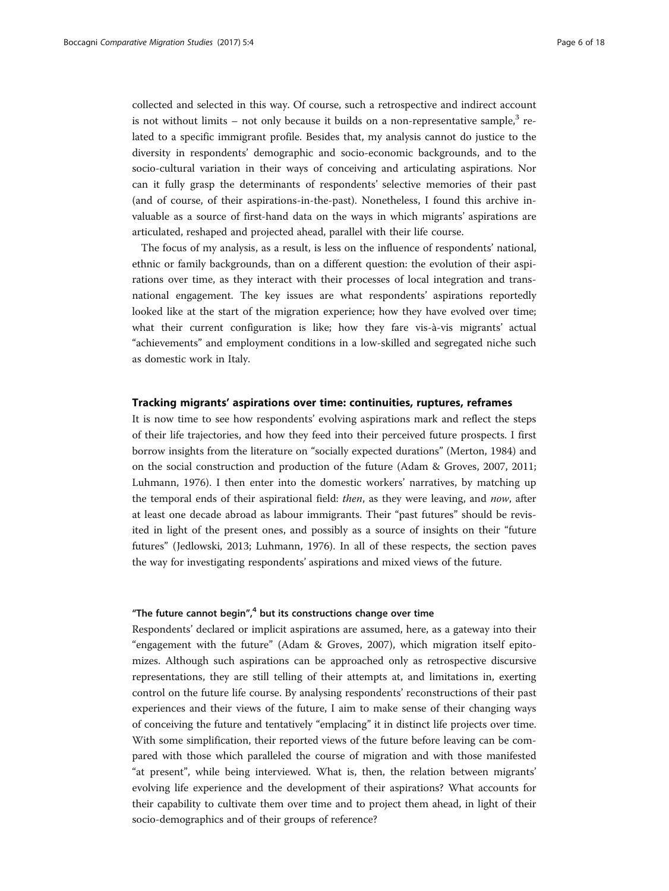collected and selected in this way. Of course, such a retrospective and indirect account is not without limits – not only because it builds on a non-representative sample,[3] related to a specific immigrant profile. Besides that, my analysis cannot do justice to the diversity in respondents' demographic and socio-economic backgrounds, and to the socio-cultural variation in their ways of conceiving and articulating aspirations. Nor can it fully grasp the determinants of respondents' selective memories of their past (and of course, of their aspirations-in-the-past). Nonetheless, I found this archive invaluable as a source of first-hand data on the ways in which migrants' aspirations are articulated, reshaped and projected ahead, parallel with their life course.

The focus of my analysis, as a result, is less on the influence of respondents' national, ethnic or family backgrounds, than on a different question: the evolution of their aspirations over time, as they interact with their processes of local integration and transnational engagement. The key issues are what respondents' aspirations reportedly looked like at the start of the migration experience; how they have evolved over time; what their current configuration is like; how they fare vis-à-vis migrants' actual "achievements" and employment conditions in a low-skilled and segregated niche such as domestic work in Italy.

## Tracking migrants' aspirations over time: continuities, ruptures, reframes

It is now time to see how respondents' evolving aspirations mark and reflect the steps of their life trajectories, and how they feed into their perceived future prospects. I first borrow insights from the literature on "socially expected durations" (Merton, 1984) and on the social construction and production of the future (Adam & Groves, 2007, 2011; Luhmann, 1976). I then enter into the domestic workers' narratives, by matching up the temporal ends of their aspirational field: *then*, as they were leaving, and *now*, after at least one decade abroad as labour immigrants. Their "past futures" should be revisited in light of the present ones, and possibly as a source of insights on their "future futures" (Jedlowski, 2013; Luhmann, 1976). In all of these respects, the section paves the way for investigating respondents' aspirations and mixed views of the future.

### "The future cannot begin",[4] but its constructions change over time

Respondents' declared or implicit aspirations are assumed, here, as a gateway into their "engagement with the future" (Adam & Groves, 2007), which migration itself epitomizes. Although such aspirations can be approached only as retrospective discursive representations, they are still telling of their attempts at, and limitations in, exerting control on the future life course. By analysing respondents' reconstructions of their past experiences and their views of the future, I aim to make sense of their changing ways of conceiving the future and tentatively "emplacing" it in distinct life projects over time. With some simplification, their reported views of the future before leaving can be compared with those which paralleled the course of migration and with those manifested "at present", while being interviewed. What is, then, the relation between migrants' evolving life experience and the development of their aspirations? What accounts for their capability to cultivate them over time and to project them ahead, in light of their socio-demographics and of their groups of reference?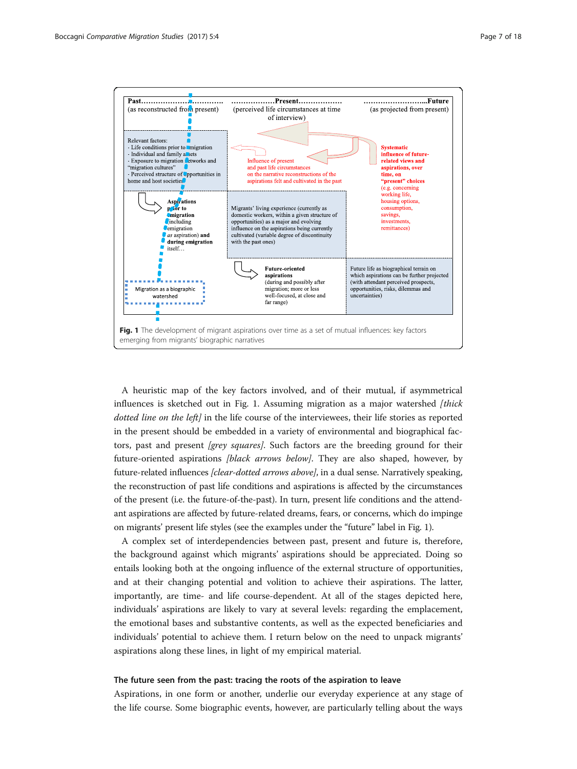**Fig. 1** The development of migrant aspirations over time as a set of mutual influences: key factors emerging from migrants' biographic narratives

A heuristic map of the key factors involved, and of their mutual, if asymmetrical influences is sketched out in Fig. 1. Assuming migration as a major watershed *[thick dotted line on the left]* in the life course of the interviewees, their life stories as reported in the present should be embedded in a variety of environmental and biographical factors, past and present *[grey squares]*. Such factors are the breeding ground for their future-oriented aspirations *[black arrows below]*. They are also shaped, however, by future-related influences *[clear-dotted arrows above]*, in a dual sense. Narratively speaking, the reconstruction of past life conditions and aspirations is affected by the circumstances of the present (i.e. the future-of-the-past). In turn, present life conditions and the attendant aspirations are affected by future-related dreams, fears, or concerns, which do impinge on migrants' present life styles (see the examples under the "future" label in Fig. 1).

A complex set of interdependencies between past, present and future is, therefore, the background against which migrants' aspirations should be appreciated. Doing so entails looking both at the ongoing influence of the external structure of opportunities, and at their changing potential and volition to achieve their aspirations. The latter, importantly, are time- and life course-dependent. At all of the stages depicted here, individuals' aspirations are likely to vary at several levels: regarding the emplacement, the emotional bases and substantive contents, as well as the expected beneficiaries and individuals' potential to achieve them. I return below on the need to unpack migrants' aspirations along these lines, in light of my empirical material.

### The future seen from the past: tracing the roots of the aspiration to leave

Aspirations, in one form or another, underlie our everyday experience at any stage of the life course. Some biographic events, however, are particularly telling about the ways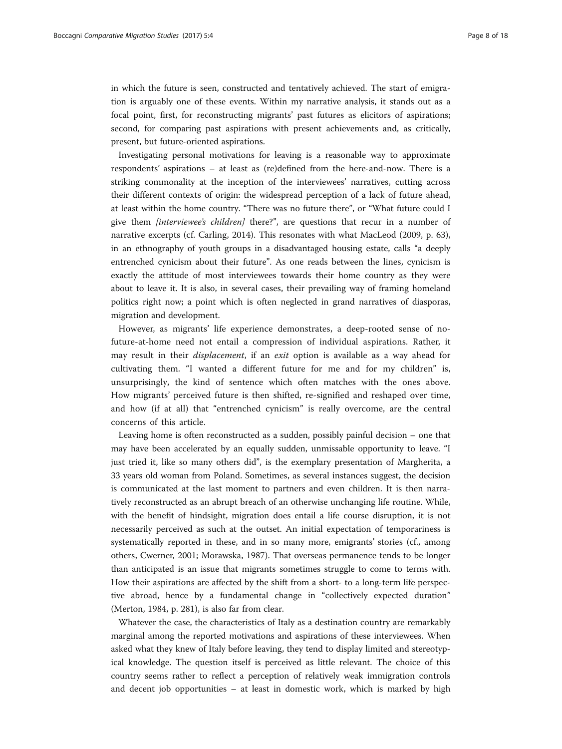in which the future is seen, constructed and tentatively achieved. The start of emigration is arguably one of these events. Within my narrative analysis, it stands out as a focal point, first, for reconstructing migrants' past futures as elicitors of aspirations; second, for comparing past aspirations with present achievements and, as critically, present, but future-oriented aspirations.

Investigating personal motivations for leaving is a reasonable way to approximate respondents' aspirations – at least as (re)defined from the here-and-now. There is a striking commonality at the inception of the interviewees' narratives, cutting across their different contexts of origin: the widespread perception of a lack of future ahead, at least within the home country. "There was no future there", or "What future could I give them *[interviewee's children]* there?", are questions that recur in a number of narrative excerpts (cf. Carling, 2014). This resonates with what MacLeod (2009, p. 63), in an ethnography of youth groups in a disadvantaged housing estate, calls "a deeply entrenched cynicism about their future". As one reads between the lines, cynicism is exactly the attitude of most interviewees towards their home country as they were about to leave it. It is also, in several cases, their prevailing way of framing homeland politics right now; a point which is often neglected in grand narratives of diasporas, migration and development.

However, as migrants' life experience demonstrates, a deep-rooted sense of no-future-at-home need not entail a compression of individual aspirations. Rather, it may result in their *displacement*, if an *exit* option is available as a way ahead for cultivating them. "I wanted a different future for me and for my children" is, unsurprisingly, the kind of sentence which often matches with the ones above. How migrants' perceived future is then shifted, re-signified and reshaped over time, and how (if at all) that "entrenched cynicism" is really overcome, are the central concerns of this article.

Leaving home is often reconstructed as a sudden, possibly painful decision – one that may have been accelerated by an equally sudden, unmissable opportunity to leave. "I just tried it, like so many others did", is the exemplary presentation of Margherita, a 33 years old woman from Poland. Sometimes, as several instances suggest, the decision is communicated at the last moment to partners and even children. It is then narratively reconstructed as an abrupt breach of an otherwise unchanging life routine. While, with the benefit of hindsight, migration does entail a life course disruption, it is not necessarily perceived as such at the outset. An initial expectation of temporariness is systematically reported in these, and in so many more, emigrants' stories (cf., among others, Cwerner, 2001; Morawska, 1987). That overseas permanence tends to be longer than anticipated is an issue that migrants sometimes struggle to come to terms with. How their aspirations are affected by the shift from a short- to a long-term life perspective abroad, hence by a fundamental change in "collectively expected duration" (Merton, 1984, p. 281), is also far from clear.

Whatever the case, the characteristics of Italy as a destination country are remarkably marginal among the reported motivations and aspirations of these interviewees. When asked what they knew of Italy before leaving, they tend to display limited and stereotypical knowledge. The question itself is perceived as little relevant. The choice of this country seems rather to reflect a perception of relatively weak immigration controls and decent job opportunities – at least in domestic work, which is marked by high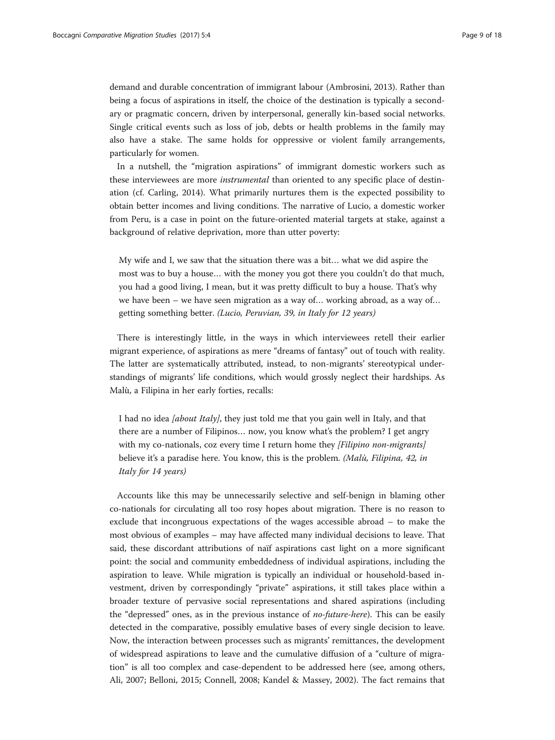demand and durable concentration of immigrant labour (Ambrosini, 2013). Rather than being a focus of aspirations in itself, the choice of the destination is typically a secondary or pragmatic concern, driven by interpersonal, generally kin-based social networks. Single critical events such as loss of job, debts or health problems in the family may also have a stake. The same holds for oppressive or violent family arrangements, particularly for women.

In a nutshell, the "migration aspirations" of immigrant domestic workers such as these interviewees are more *instrumental* than oriented to any specific place of destination (cf. Carling, 2014). What primarily nurtures them is the expected possibility to obtain better incomes and living conditions. The narrative of Lucio, a domestic worker from Peru, is a case in point on the future-oriented material targets at stake, against a background of relative deprivation, more than utter poverty:

> My wife and I, we saw that the situation there was a bit… what we did aspire the most was to buy a house… with the money you got there you couldn't do that much, you had a good living, I mean, but it was pretty difficult to buy a house. That's why we have been – we have seen migration as a way of… working abroad, as a way of… getting something better. *(Lucio, Peruvian, 39, in Italy for 12 years)*

There is interestingly little, in the ways in which interviewees retell their earlier migrant experience, of aspirations as mere "dreams of fantasy" out of touch with reality. The latter are systematically attributed, instead, to non-migrants' stereotypical understandings of migrants' life conditions, which would grossly neglect their hardships. As Malù, a Filipina in her early forties, recalls:

> I had no idea *[about Italy]*, they just told me that you gain well in Italy, and that there are a number of Filipinos… now, you know what's the problem? I get angry with my co-nationals, coz every time I return home they *[Filipino non-migrants]* believe it's a paradise here. You know, this is the problem. *(Malù, Filipina, 42, in Italy for 14 years)*

Accounts like this may be unnecessarily selective and self-benign in blaming other co-nationals for circulating all too rosy hopes about migration. There is no reason to exclude that incongruous expectations of the wages accessible abroad – to make the most obvious of examples – may have affected many individual decisions to leave. That said, these discordant attributions of naïf aspirations cast light on a more significant point: the social and community embeddedness of individual aspirations, including the aspiration to leave. While migration is typically an individual or household-based investment, driven by correspondingly "private" aspirations, it still takes place within a broader texture of pervasive social representations and shared aspirations (including the "depressed" ones, as in the previous instance of *no-future-here*). This can be easily detected in the comparative, possibly emulative bases of every single decision to leave. Now, the interaction between processes such as migrants' remittances, the development of widespread aspirations to leave and the cumulative diffusion of a "culture of migration" is all too complex and case-dependent to be addressed here (see, among others, Ali, 2007; Belloni, 2015; Connell, 2008; Kandel & Massey, 2002). The fact remains that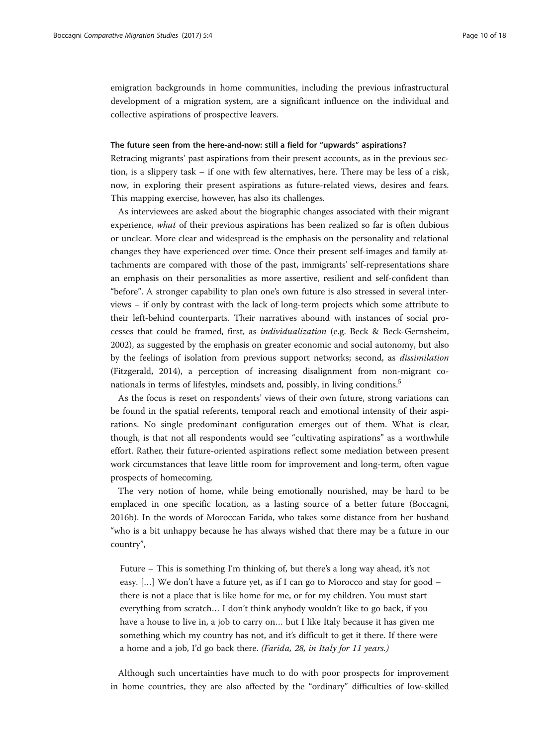emigration backgrounds in home communities, including the previous infrastructural development of a migration system, are a significant influence on the individual and collective aspirations of prospective leavers.

### The future seen from the here-and-now: still a field for "upwards" aspirations?

Retracing migrants' past aspirations from their present accounts, as in the previous section, is a slippery task – if one with few alternatives, here. There may be less of a risk, now, in exploring their present aspirations as future-related views, desires and fears. This mapping exercise, however, has also its challenges.

As interviewees are asked about the biographic changes associated with their migrant experience, *what* of their previous aspirations has been realized so far is often dubious or unclear. More clear and widespread is the emphasis on the personality and relational changes they have experienced over time. Once their present self-images and family attachments are compared with those of the past, immigrants' self-representations share an emphasis on their personalities as more assertive, resilient and self-confident than "before". A stronger capability to plan one's own future is also stressed in several interviews – if only by contrast with the lack of long-term projects which some attribute to their left-behind counterparts. Their narratives abound with instances of social processes that could be framed, first, as *individualization* (e.g. Beck & Beck-Gernsheim, 2002), as suggested by the emphasis on greater economic and social autonomy, but also by the feelings of isolation from previous support networks; second, as *dissimilation* (Fitzgerald, 2014), a perception of increasing disalignment from non-migrant co-nationals in terms of lifestyles, mindsets and, possibly, in living conditions.[5]

As the focus is reset on respondents' views of their own future, strong variations can be found in the spatial referents, temporal reach and emotional intensity of their aspirations. No single predominant configuration emerges out of them. What is clear, though, is that not all respondents would see "cultivating aspirations" as a worthwhile effort. Rather, their future-oriented aspirations reflect some mediation between present work circumstances that leave little room for improvement and long-term, often vague prospects of homecoming.

The very notion of home, while being emotionally nourished, may be hard to be emplaced in one specific location, as a lasting source of a better future (Boccagni, 2016b). In the words of Moroccan Farida, who takes some distance from her husband "who is a bit unhappy because he has always wished that there may be a future in our country",

> Future – This is something I'm thinking of, but there's a long way ahead, it's not easy. […] We don't have a future yet, as if I can go to Morocco and stay for good – there is not a place that is like home for me, or for my children. You must start everything from scratch… I don't think anybody wouldn't like to go back, if you have a house to live in, a job to carry on… but I like Italy because it has given me something which my country has not, and it's difficult to get it there. If there were a home and a job, I'd go back there. *(Farida, 28, in Italy for 11 years.)*

Although such uncertainties have much to do with poor prospects for improvement in home countries, they are also affected by the "ordinary" difficulties of low-skilled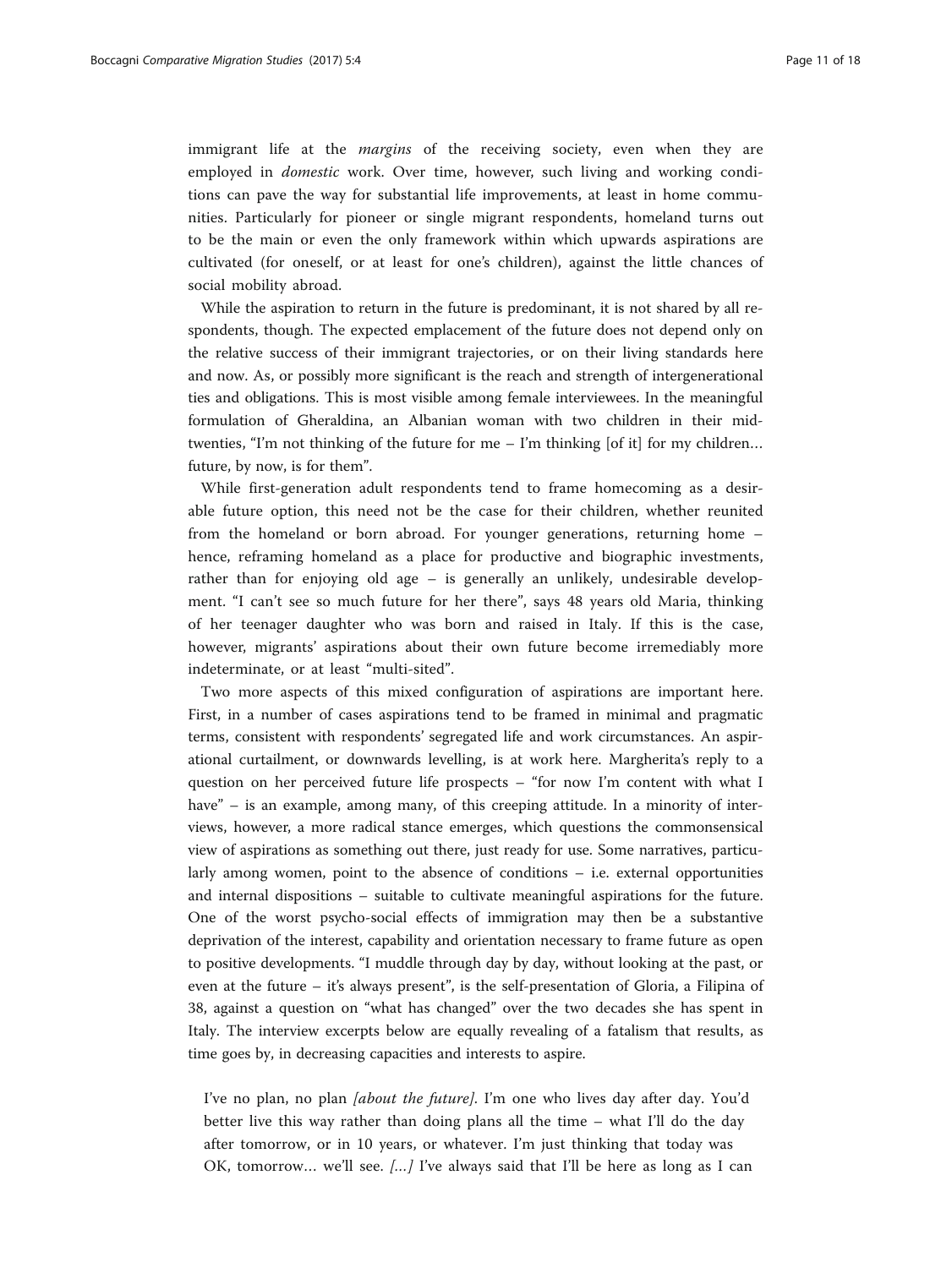immigrant life at the *margins* of the receiving society, even when they are employed in *domestic* work. Over time, however, such living and working conditions can pave the way for substantial life improvements, at least in home communities. Particularly for pioneer or single migrant respondents, homeland turns out to be the main or even the only framework within which upwards aspirations are cultivated (for oneself, or at least for one's children), against the little chances of social mobility abroad.

While the aspiration to return in the future is predominant, it is not shared by all respondents, though. The expected emplacement of the future does not depend only on the relative success of their immigrant trajectories, or on their living standards here and now. As, or possibly more significant is the reach and strength of intergenerational ties and obligations. This is most visible among female interviewees. In the meaningful formulation of Gheraldina, an Albanian woman with two children in their mid-twenties, "I'm not thinking of the future for me – I'm thinking [of it] for my children… future, by now, is for them".

While first-generation adult respondents tend to frame homecoming as a desirable future option, this need not be the case for their children, whether reunited from the homeland or born abroad. For younger generations, returning home – hence, reframing homeland as a place for productive and biographic investments, rather than for enjoying old age – is generally an unlikely, undesirable development. "I can't see so much future for her there", says 48 years old Maria, thinking of her teenager daughter who was born and raised in Italy. If this is the case, however, migrants' aspirations about their own future become irremediably more indeterminate, or at least "multi-sited".

Two more aspects of this mixed configuration of aspirations are important here. First, in a number of cases aspirations tend to be framed in minimal and pragmatic terms, consistent with respondents' segregated life and work circumstances. An aspirational curtailment, or downwards levelling, is at work here. Margherita's reply to a question on her perceived future life prospects – "for now I'm content with what I have" – is an example, among many, of this creeping attitude. In a minority of interviews, however, a more radical stance emerges, which questions the commonsensical view of aspirations as something out there, just ready for use. Some narratives, particularly among women, point to the absence of conditions – i.e. external opportunities and internal dispositions – suitable to cultivate meaningful aspirations for the future. One of the worst psycho-social effects of immigration may then be a substantive deprivation of the interest, capability and orientation necessary to frame future as open to positive developments. "I muddle through day by day, without looking at the past, or even at the future – it's always present", is the self-presentation of Gloria, a Filipina of 38, against a question on "what has changed" over the two decades she has spent in Italy. The interview excerpts below are equally revealing of a fatalism that results, as time goes by, in decreasing capacities and interests to aspire.

> I've no plan, no plan *[about the future]*. I'm one who lives day after day. You'd better live this way rather than doing plans all the time – what I'll do the day after tomorrow, or in 10 years, or whatever. I'm just thinking that today was OK, tomorrow… we'll see. *[…]* I've always said that I'll be here as long as I can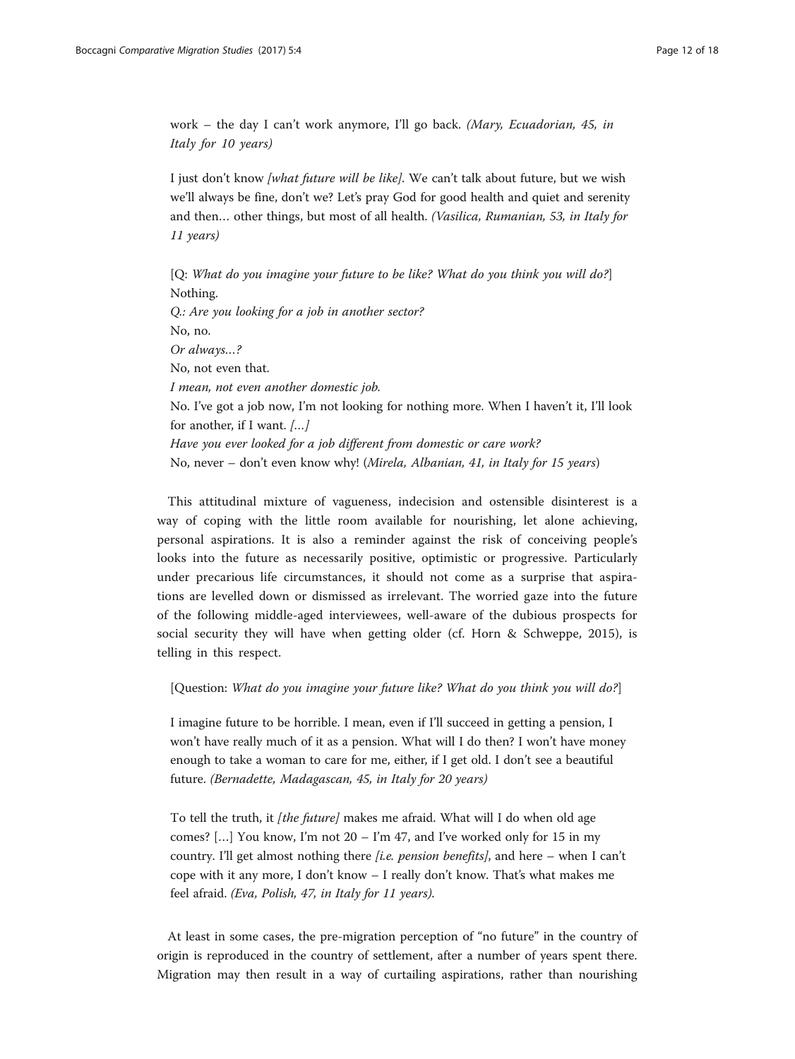work – the day I can't work anymore, I'll go back. *(Mary, Ecuadorian, 45, in Italy for 10 years)*

I just don't know *[what future will be like]*. We can't talk about future, but we wish we'll always be fine, don't we? Let's pray God for good health and quiet and serenity and then… other things, but most of all health. *(Vasilica, Rumanian, 53, in Italy for 11 years)*

[Q: *What do you imagine your future to be like? What do you think you will do?*]
Nothing.
*Q.: Are you looking for a job in another sector?*
No, no.
*Or always…?*
No, not even that.
*I mean, not even another domestic job.*
No. I've got a job now, I'm not looking for nothing more. When I haven't it, I'll look for another, if I want. *[…]*
*Have you ever looked for a job different from domestic or care work?*
No, never – don't even know why! (*Mirela, Albanian, 41, in Italy for 15 years*)

This attitudinal mixture of vagueness, indecision and ostensible disinterest is a way of coping with the little room available for nourishing, let alone achieving, personal aspirations. It is also a reminder against the risk of conceiving people's looks into the future as necessarily positive, optimistic or progressive. Particularly under precarious life circumstances, it should not come as a surprise that aspirations are levelled down or dismissed as irrelevant. The worried gaze into the future of the following middle-aged interviewees, well-aware of the dubious prospects for social security they will have when getting older (cf. Horn & Schweppe, 2015), is telling in this respect.

[Question: *What do you imagine your future like? What do you think you will do?*]

I imagine future to be horrible. I mean, even if I'll succeed in getting a pension, I won't have really much of it as a pension. What will I do then? I won't have money enough to take a woman to care for me, either, if I get old. I don't see a beautiful future. *(Bernadette, Madagascan, 45, in Italy for 20 years)*

To tell the truth, it *[the future]* makes me afraid. What will I do when old age comes? […] You know, I'm not 20 – I'm 47, and I've worked only for 15 in my country. I'll get almost nothing there *[i.e. pension benefits]*, and here – when I can't cope with it any more, I don't know – I really don't know. That's what makes me feel afraid. *(Eva, Polish, 47, in Italy for 11 years).*

At least in some cases, the pre-migration perception of "no future" in the country of origin is reproduced in the country of settlement, after a number of years spent there. Migration may then result in a way of curtailing aspirations, rather than nourishing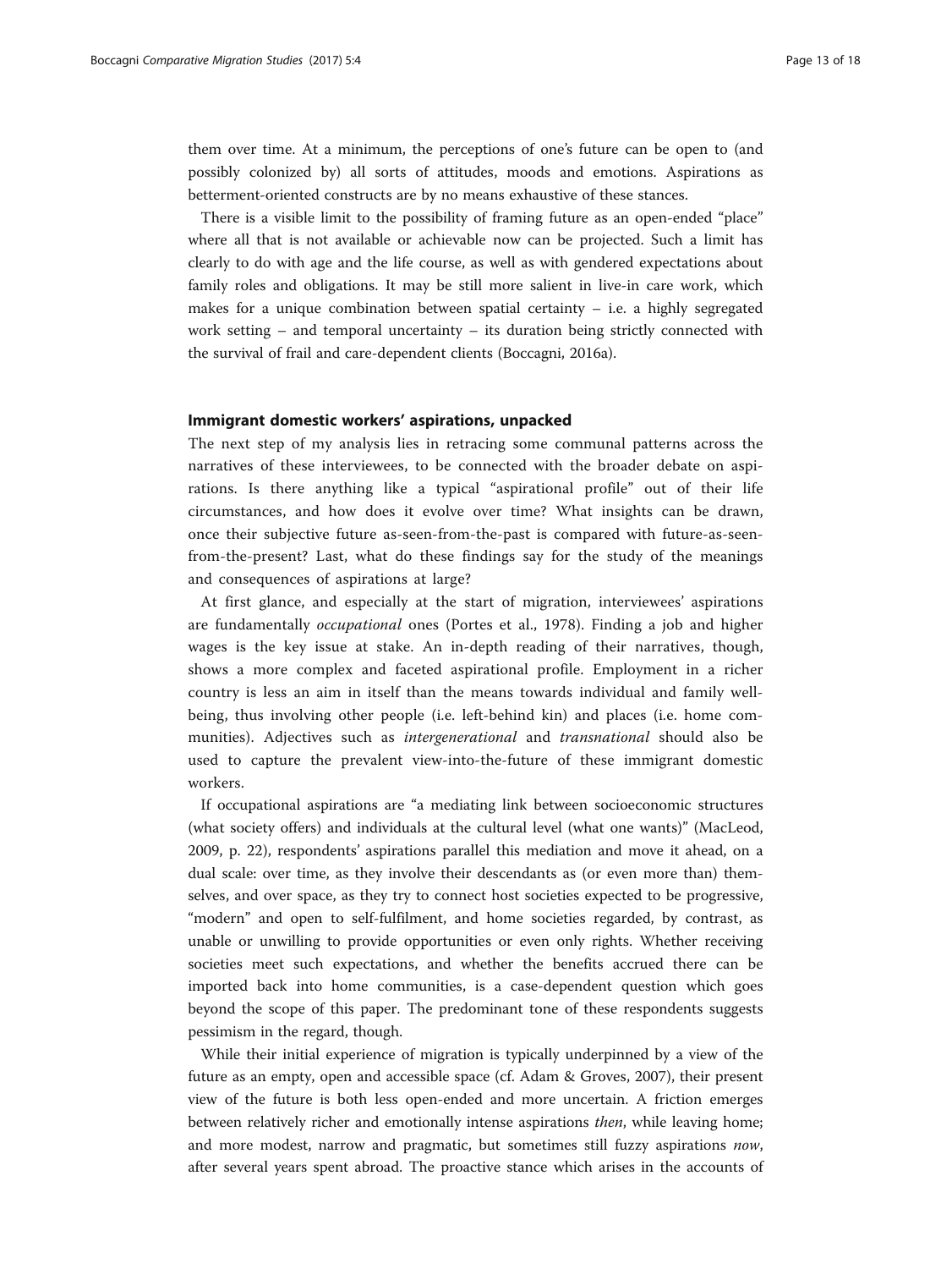them over time. At a minimum, the perceptions of one's future can be open to (and possibly colonized by) all sorts of attitudes, moods and emotions. Aspirations as betterment-oriented constructs are by no means exhaustive of these stances.

There is a visible limit to the possibility of framing future as an open-ended "place" where all that is not available or achievable now can be projected. Such a limit has clearly to do with age and the life course, as well as with gendered expectations about family roles and obligations. It may be still more salient in live-in care work, which makes for a unique combination between spatial certainty – i.e. a highly segregated work setting – and temporal uncertainty – its duration being strictly connected with the survival of frail and care-dependent clients (Boccagni, 2016a).

## Immigrant domestic workers' aspirations, unpacked

The next step of my analysis lies in retracing some communal patterns across the narratives of these interviewees, to be connected with the broader debate on aspirations. Is there anything like a typical "aspirational profile" out of their life circumstances, and how does it evolve over time? What insights can be drawn, once their subjective future as-seen-from-the-past is compared with future-as-seen-from-the-present? Last, what do these findings say for the study of the meanings and consequences of aspirations at large?

At first glance, and especially at the start of migration, interviewees' aspirations are fundamentally *occupational* ones (Portes et al., 1978). Finding a job and higher wages is the key issue at stake. An in-depth reading of their narratives, though, shows a more complex and faceted aspirational profile. Employment in a richer country is less an aim in itself than the means towards individual and family well-being, thus involving other people (i.e. left-behind kin) and places (i.e. home communities). Adjectives such as *intergenerational* and *transnational* should also be used to capture the prevalent view-into-the-future of these immigrant domestic workers.

If occupational aspirations are "a mediating link between socioeconomic structures (what society offers) and individuals at the cultural level (what one wants)" (MacLeod, 2009, p. 22), respondents' aspirations parallel this mediation and move it ahead, on a dual scale: over time, as they involve their descendants as (or even more than) themselves, and over space, as they try to connect host societies expected to be progressive, "modern" and open to self-fulfilment, and home societies regarded, by contrast, as unable or unwilling to provide opportunities or even only rights. Whether receiving societies meet such expectations, and whether the benefits accrued there can be imported back into home communities, is a case-dependent question which goes beyond the scope of this paper. The predominant tone of these respondents suggests pessimism in the regard, though.

While their initial experience of migration is typically underpinned by a view of the future as an empty, open and accessible space (cf. Adam & Groves, 2007), their present view of the future is both less open-ended and more uncertain. A friction emerges between relatively richer and emotionally intense aspirations *then*, while leaving home; and more modest, narrow and pragmatic, but sometimes still fuzzy aspirations *now*, after several years spent abroad. The proactive stance which arises in the accounts of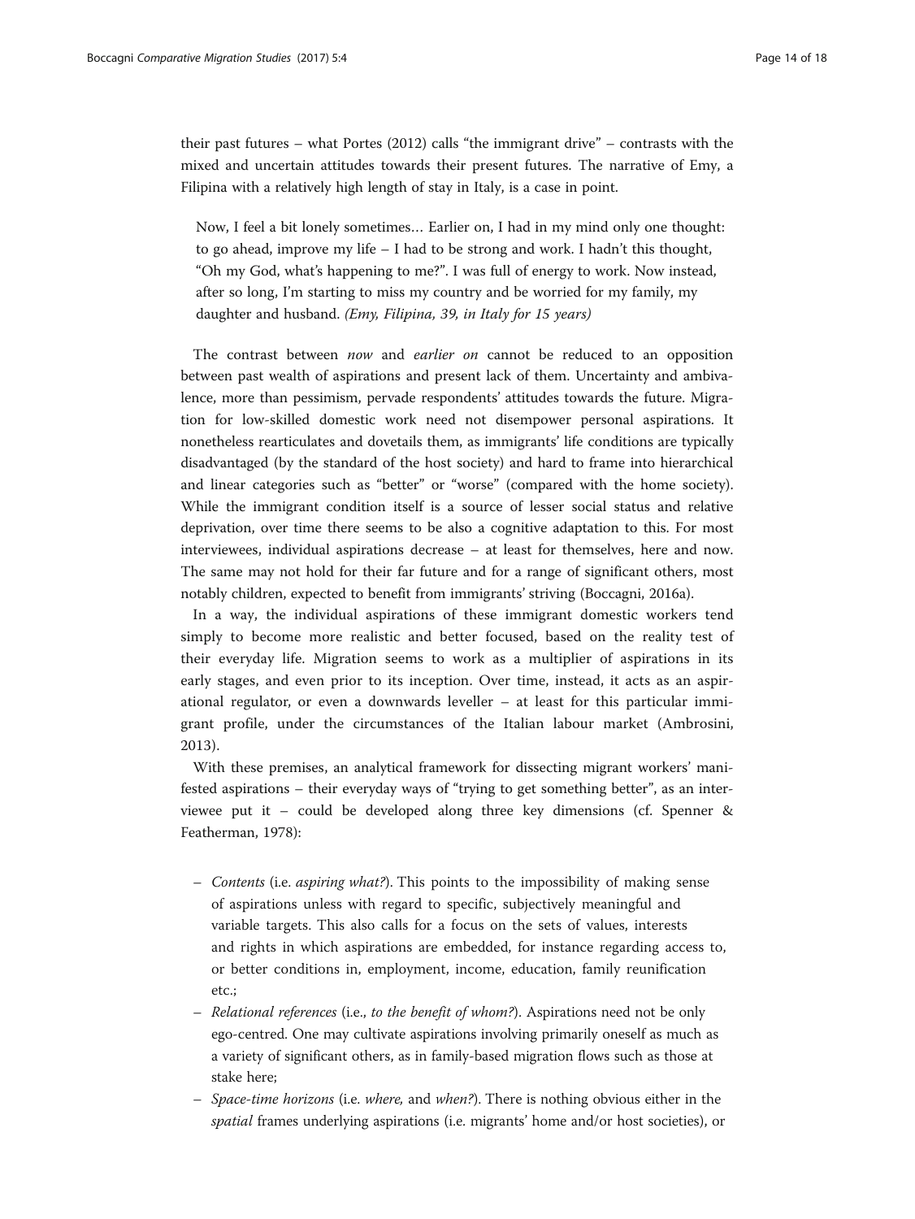their past futures – what Portes (2012) calls "the immigrant drive" – contrasts with the mixed and uncertain attitudes towards their present futures. The narrative of Emy, a Filipina with a relatively high length of stay in Italy, is a case in point.

> Now, I feel a bit lonely sometimes… Earlier on, I had in my mind only one thought: to go ahead, improve my life – I had to be strong and work. I hadn't this thought, "Oh my God, what's happening to me?". I was full of energy to work. Now instead, after so long, I'm starting to miss my country and be worried for my family, my daughter and husband. *(Emy, Filipina, 39, in Italy for 15 years)*

The contrast between *now* and *earlier on* cannot be reduced to an opposition between past wealth of aspirations and present lack of them. Uncertainty and ambivalence, more than pessimism, pervade respondents' attitudes towards the future. Migration for low-skilled domestic work need not disempower personal aspirations. It nonetheless rearticulates and dovetails them, as immigrants' life conditions are typically disadvantaged (by the standard of the host society) and hard to frame into hierarchical and linear categories such as "better" or "worse" (compared with the home society). While the immigrant condition itself is a source of lesser social status and relative deprivation, over time there seems to be also a cognitive adaptation to this. For most interviewees, individual aspirations decrease – at least for themselves, here and now. The same may not hold for their far future and for a range of significant others, most notably children, expected to benefit from immigrants' striving (Boccagni, 2016a).

In a way, the individual aspirations of these immigrant domestic workers tend simply to become more realistic and better focused, based on the reality test of their everyday life. Migration seems to work as a multiplier of aspirations in its early stages, and even prior to its inception. Over time, instead, it acts as an aspirational regulator, or even a downwards leveller – at least for this particular immigrant profile, under the circumstances of the Italian labour market (Ambrosini, 2013).

With these premises, an analytical framework for dissecting migrant workers' manifested aspirations – their everyday ways of "trying to get something better", as an interviewee put it – could be developed along three key dimensions (cf. Spenner & Featherman, 1978):

- *Contents* (i.e. *aspiring what?*). This points to the impossibility of making sense of aspirations unless with regard to specific, subjectively meaningful and variable targets. This also calls for a focus on the sets of values, interests and rights in which aspirations are embedded, for instance regarding access to, or better conditions in, employment, income, education, family reunification etc.;
- *Relational references* (i.e., *to the benefit of whom?*). Aspirations need not be only ego-centred. One may cultivate aspirations involving primarily oneself as much as a variety of significant others, as in family-based migration flows such as those at stake here;
- *Space-time horizons* (i.e. *where,* and *when?*). There is nothing obvious either in the *spatial* frames underlying aspirations (i.e. migrants' home and/or host societies), or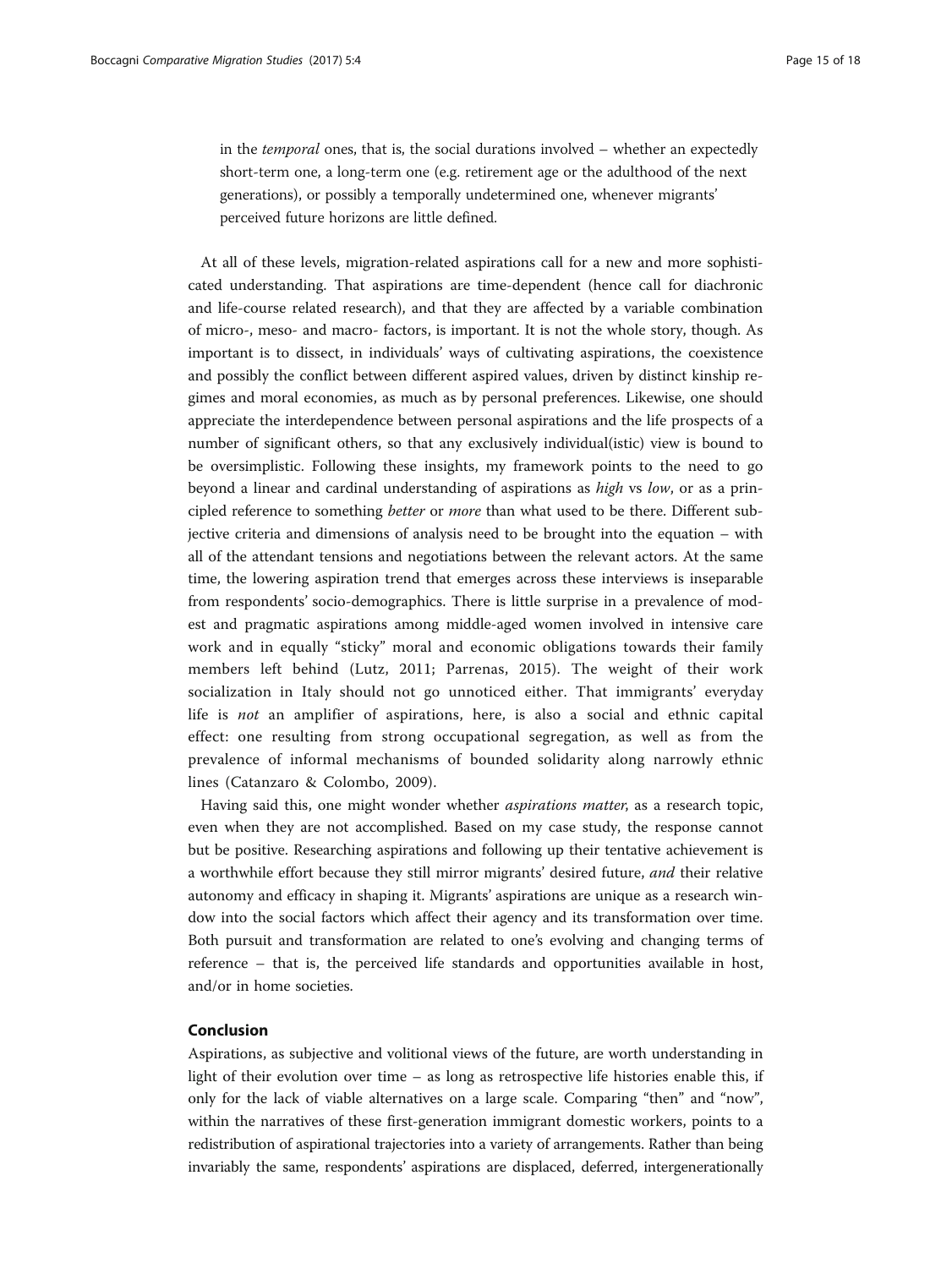in the *temporal* ones, that is, the social durations involved – whether an expectedly short-term one, a long-term one (e.g. retirement age or the adulthood of the next generations), or possibly a temporally undetermined one, whenever migrants' perceived future horizons are little defined.

At all of these levels, migration-related aspirations call for a new and more sophisticated understanding. That aspirations are time-dependent (hence call for diachronic and life-course related research), and that they are affected by a variable combination of micro-, meso- and macro- factors, is important. It is not the whole story, though. As important is to dissect, in individuals' ways of cultivating aspirations, the coexistence and possibly the conflict between different aspired values, driven by distinct kinship regimes and moral economies, as much as by personal preferences. Likewise, one should appreciate the interdependence between personal aspirations and the life prospects of a number of significant others, so that any exclusively individual(istic) view is bound to be oversimplistic. Following these insights, my framework points to the need to go beyond a linear and cardinal understanding of aspirations as *high* vs *low*, or as a principled reference to something *better* or *more* than what used to be there. Different subjective criteria and dimensions of analysis need to be brought into the equation – with all of the attendant tensions and negotiations between the relevant actors. At the same time, the lowering aspiration trend that emerges across these interviews is inseparable from respondents' socio-demographics. There is little surprise in a prevalence of modest and pragmatic aspirations among middle-aged women involved in intensive care work and in equally "sticky" moral and economic obligations towards their family members left behind (Lutz, 2011; Parrenas, 2015). The weight of their work socialization in Italy should not go unnoticed either. That immigrants' everyday life is *not* an amplifier of aspirations, here, is also a social and ethnic capital effect: one resulting from strong occupational segregation, as well as from the prevalence of informal mechanisms of bounded solidarity along narrowly ethnic lines (Catanzaro & Colombo, 2009).

Having said this, one might wonder whether *aspirations matter*, as a research topic, even when they are not accomplished. Based on my case study, the response cannot but be positive. Researching aspirations and following up their tentative achievement is a worthwhile effort because they still mirror migrants' desired future, *and* their relative autonomy and efficacy in shaping it. Migrants' aspirations are unique as a research window into the social factors which affect their agency and its transformation over time. Both pursuit and transformation are related to one's evolving and changing terms of reference – that is, the perceived life standards and opportunities available in host, and/or in home societies.

## Conclusion

Aspirations, as subjective and volitional views of the future, are worth understanding in light of their evolution over time – as long as retrospective life histories enable this, if only for the lack of viable alternatives on a large scale. Comparing "then" and "now", within the narratives of these first-generation immigrant domestic workers, points to a redistribution of aspirational trajectories into a variety of arrangements. Rather than being invariably the same, respondents' aspirations are displaced, deferred, intergenerationally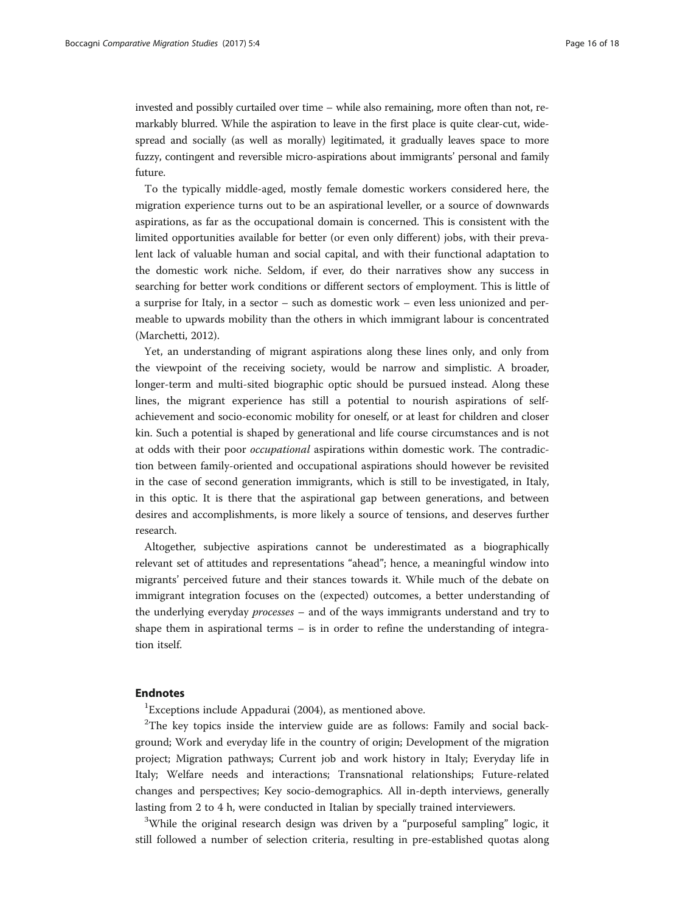invested and possibly curtailed over time – while also remaining, more often than not, remarkably blurred. While the aspiration to leave in the first place is quite clear-cut, widespread and socially (as well as morally) legitimated, it gradually leaves space to more fuzzy, contingent and reversible micro-aspirations about immigrants' personal and family future.

To the typically middle-aged, mostly female domestic workers considered here, the migration experience turns out to be an aspirational leveller, or a source of downwards aspirations, as far as the occupational domain is concerned. This is consistent with the limited opportunities available for better (or even only different) jobs, with their prevalent lack of valuable human and social capital, and with their functional adaptation to the domestic work niche. Seldom, if ever, do their narratives show any success in searching for better work conditions or different sectors of employment. This is little of a surprise for Italy, in a sector – such as domestic work – even less unionized and permeable to upwards mobility than the others in which immigrant labour is concentrated (Marchetti, 2012).

Yet, an understanding of migrant aspirations along these lines only, and only from the viewpoint of the receiving society, would be narrow and simplistic. A broader, longer-term and multi-sited biographic optic should be pursued instead. Along these lines, the migrant experience has still a potential to nourish aspirations of self-achievement and socio-economic mobility for oneself, or at least for children and closer kin. Such a potential is shaped by generational and life course circumstances and is not at odds with their poor *occupational* aspirations within domestic work. The contradiction between family-oriented and occupational aspirations should however be revisited in the case of second generation immigrants, which is still to be investigated, in Italy, in this optic. It is there that the aspirational gap between generations, and between desires and accomplishments, is more likely a source of tensions, and deserves further research.

Altogether, subjective aspirations cannot be underestimated as a biographically relevant set of attitudes and representations "ahead"; hence, a meaningful window into migrants' perceived future and their stances towards it. While much of the debate on immigrant integration focuses on the (expected) outcomes, a better understanding of the underlying everyday *processes* – and of the ways immigrants understand and try to shape them in aspirational terms – is in order to refine the understanding of integration itself.

## Endnotes

[1]Exceptions include Appadurai (2004), as mentioned above.

[2]The key topics inside the interview guide are as follows: Family and social background; Work and everyday life in the country of origin; Development of the migration project; Migration pathways; Current job and work history in Italy; Everyday life in Italy; Welfare needs and interactions; Transnational relationships; Future-related changes and perspectives; Key socio-demographics. All in-depth interviews, generally lasting from 2 to 4 h, were conducted in Italian by specially trained interviewers.

[3]While the original research design was driven by a "purposeful sampling" logic, it still followed a number of selection criteria, resulting in pre-established quotas along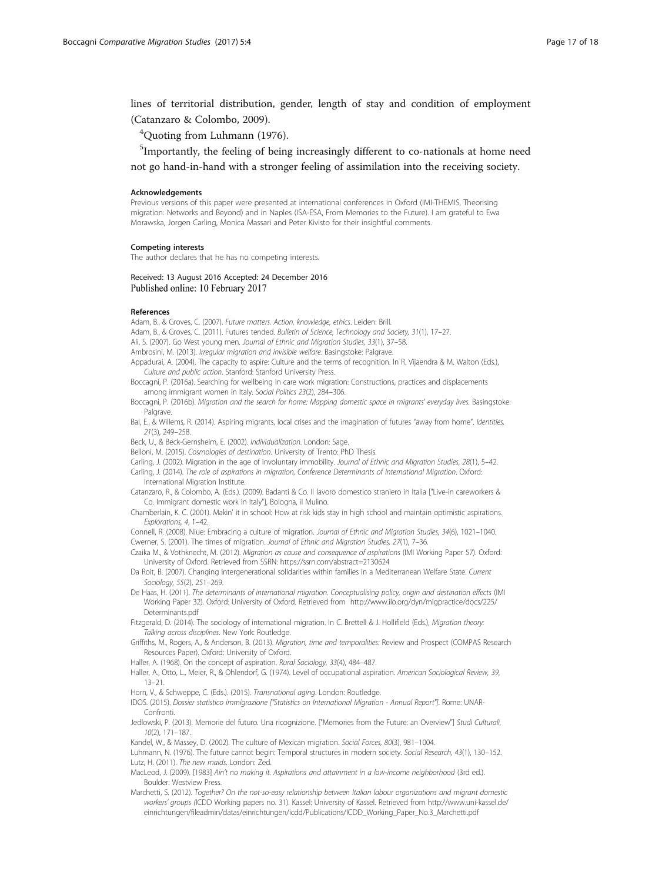lines of territorial distribution, gender, length of stay and condition of employment (Catanzaro & Colombo, 2009).

[4]Quoting from Luhmann (1976).

[5]Importantly, the feeling of being increasingly different to co-nationals at home need not go hand-in-hand with a stronger feeling of assimilation into the receiving society.

#### Acknowledgements

Previous versions of this paper were presented at international conferences in Oxford (IMI-THEMIS, Theorising migration: Networks and Beyond) and in Naples (ISA-ESA, From Memories to the Future). I am grateful to Ewa Morawska, Jorgen Carling, Monica Massari and Peter Kivisto for their insightful comments.

#### Competing interests

The author declares that he has no competing interests.

Received: 13 August 2016 Accepted: 24 December 2016
Published online: 10 February 2017

#### References

Adam, B., & Groves, C. (2007). *Future matters. Action, knowledge, ethics*. Leiden: Brill.

Adam, B., & Groves, C. (2011). Futures tended. *Bulletin of Science, Technology and Society, 31*(1), 17–27.

Ali, S. (2007). Go West young men. *Journal of Ethnic and Migration Studies, 33*(1), 37–58.

Ambrosini, M. (2013). *Irregular migration and invisible welfare*. Basingstoke: Palgrave.

Appadurai, A. (2004). The capacity to aspire: Culture and the terms of recognition. In R. Vijaendra & M. Walton (Eds.), *Culture and public action*. Stanford: Stanford University Press.

Boccagni, P. (2016a). Searching for wellbeing in care work migration: Constructions, practices and displacements among immigrant women in Italy. *Social Politics 23*(2), 284–306.

Boccagni, P. (2016b). *Migration and the search for home: Mapping domestic space in migrants' everyday lives*. Basingstoke: Palgrave.

Bal, E., & Willems, R. (2014). Aspiring migrants, local crises and the imagination of futures "away from home". *Identities, 21*(3), 249–258.

Beck, U., & Beck-Gernsheim, E. (2002). *Individualization*. London: Sage.

Belloni, M. (2015). *Cosmologies of destination*. University of Trento: PhD Thesis.

Carling, J. (2002). Migration in the age of involuntary immobility. *Journal of Ethnic and Migration Studies, 28*(1), 5–42.

Carling, J. (2014). *The role of aspirations in migration, Conference Determinants of International Migration*. Oxford: International Migration Institute.

Catanzaro, R., & Colombo, A. (Eds.). (2009). Badanti & Co. Il lavoro domestico straniero in Italia ["Live-in careworkers & Co. Immigrant domestic work in Italy"], Bologna, il Mulino.

Chamberlain, K. C. (2001). Makin' it in school: How at risk kids stay in high school and maintain optimistic aspirations. *Explorations, 4*, 1–42.

Connell, R. (2008). Niue: Embracing a culture of migration. *Journal of Ethnic and Migration Studies, 34*(6), 1021–1040.

Cwerner, S. (2001). The times of migration. *Journal of Ethnic and Migration Studies, 27*(1), 7–36.

Czaika M., & Vothknecht, M. (2012). *Migration as cause and consequence of aspirations* (IMI Working Paper 57). Oxford: University of Oxford. Retrieved from SSRN: https://ssrn.com/abstract=2130624

Da Roit, B. (2007). Changing intergenerational solidarities within families in a Mediterranean Welfare State. *Current Sociology, 55*(2), 251–269.

De Haas, H. (2011). *The determinants of international migration. Conceptualising policy, origin and destination effects* (IMI Working Paper 32). Oxford: University of Oxford. Retrieved from http://www.ilo.org/dyn/migpractice/docs/225/Determinants.pdf

Fitzgerald, D. (2014). The sociology of international migration. In C. Brettell & J. Hollifield (Eds.), *Migration theory: Talking across disciplines*. New York: Routledge.

Griffiths, M., Rogers, A., & Anderson, B. (2013). *Migration, time and temporalities:* Review and Prospect (COMPAS Research Resources Paper). Oxford: University of Oxford.

Haller, A. (1968). On the concept of aspiration. *Rural Sociology, 33*(4), 484–487.

Haller, A., Otto, L., Meier, R., & Ohlendorf, G. (1974). Level of occupational aspiration. *American Sociological Review, 39*, 13–21.

Horn, V., & Schweppe, C. (Eds.). (2015). *Transnational aging*. London: Routledge.

IDOS. (2015). *Dossier statistico immigrazione ["Statistics on International Migration - Annual Report"]*. Rome: UNAR-Confronti.

Jedlowski, P. (2013). Memorie del futuro. Una ricognizione. ["Memories from the Future: an Overview"] *Studi Culturali, 10*(2), 171–187.

Kandel, W., & Massey, D. (2002). The culture of Mexican migration. *Social Forces, 80*(3), 981–1004.

Luhmann, N. (1976). The future cannot begin: Temporal structures in modern society. *Social Research, 43*(1), 130–152.

Lutz, H. (2011). *The new maids*. London: Zed.

MacLeod, J. (2009). [1983] *Ain't no making it. Aspirations and attainment in a low-income neighborhood* (3rd ed.). Boulder: Westview Press.

Marchetti, S. (2012). *Together? On the not-so-easy relationship between Italian labour organizations and migrant domestic workers' groups (*ICDD Working papers no. 31). Kassel: University of Kassel. Retrieved from http://www.uni-kassel.de/einrichtungen/fileadmin/datas/einrichtungen/icdd/Publications/ICDD_Working_Paper_No.3_Marchetti.pdf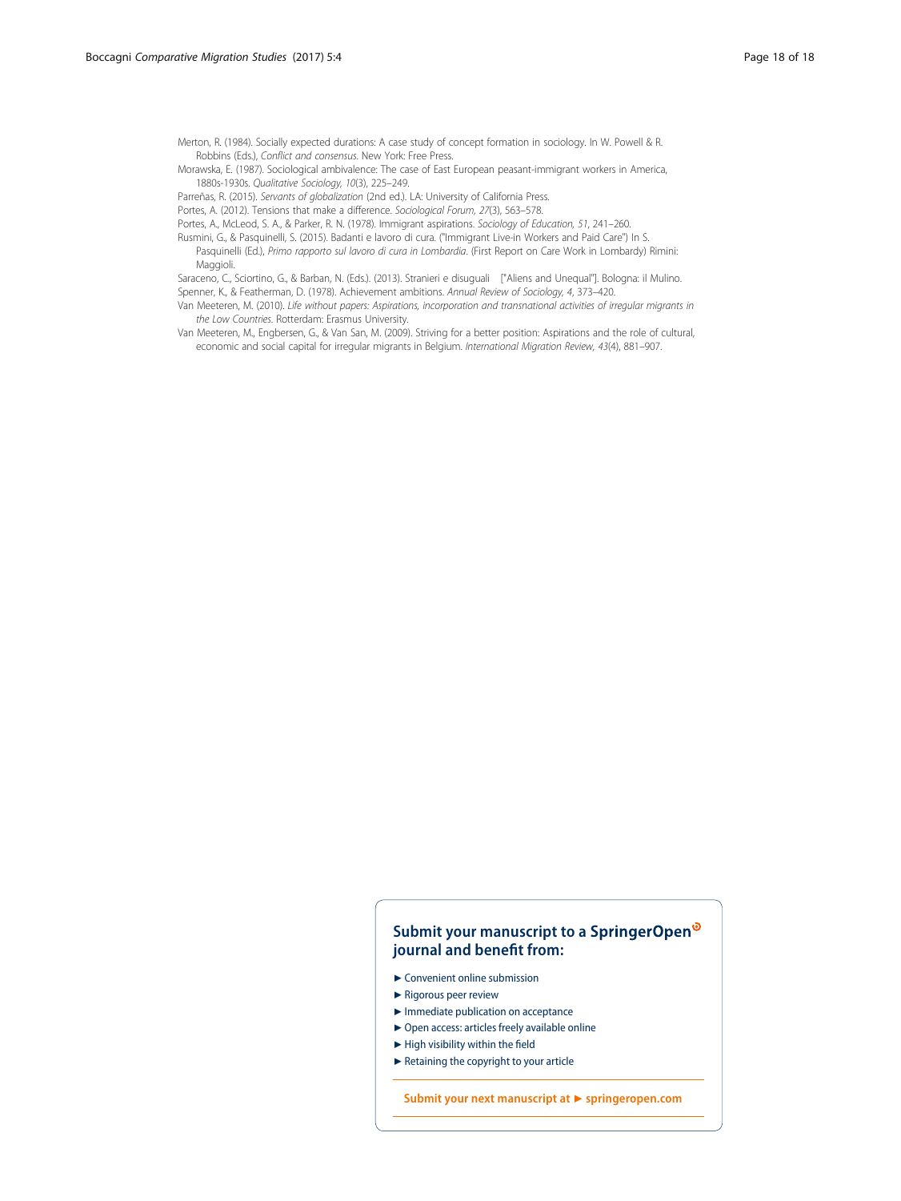Merton, R. (1984). Socially expected durations: A case study of concept formation in sociology. In W. Powell & R. Robbins (Eds.), *Conflict and consensus*. New York: Free Press.

Morawska, E. (1987). Sociological ambivalence: The case of East European peasant-immigrant workers in America, 1880s-1930s. *Qualitative Sociology, 10*(3), 225–249.

Parreñas, R. (2015). *Servants of globalization* (2nd ed.). LA: University of California Press.

Portes, A. (2012). Tensions that make a difference. *Sociological Forum, 27*(3), 563–578.

Portes, A., McLeod, S. A., & Parker, R. N. (1978). Immigrant aspirations. *Sociology of Education, 51*, 241–260.

Rusmini, G., & Pasquinelli, S. (2015). Badanti e lavoro di cura. ("Immigrant Live-in Workers and Paid Care") In S. Pasquinelli (Ed.), *Primo rapporto sul lavoro di cura in Lombardia*. (First Report on Care Work in Lombardy) Rimini: Maggioli.

Saraceno, C., Sciortino, G., & Barban, N. (Eds.). (2013). Stranieri e disuguali ["Aliens and Unequal"]. Bologna: il Mulino.

Spenner, K., & Featherman, D. (1978). Achievement ambitions. *Annual Review of Sociology, 4*, 373–420.

Van Meeteren, M. (2010). *Life without papers: Aspirations, incorporation and transnational activities of irregular migrants in the Low Countries*. Rotterdam: Erasmus University.

Van Meeteren, M., Engbersen, G., & Van San, M. (2009). Striving for a better position: Aspirations and the role of cultural, economic and social capital for irregular migrants in Belgium. *International Migration Review, 43*(4), 881–907.

**Submit your manuscript to a SpringerOpen journal and benefit from:**

- ► Convenient online submission
- ► Rigorous peer review
- ► Immediate publication on acceptance
- ► Open access: articles freely available online
- ► High visibility within the field
- ► Retaining the copyright to your article

**Submit your next manuscript at ► springeropen.com**